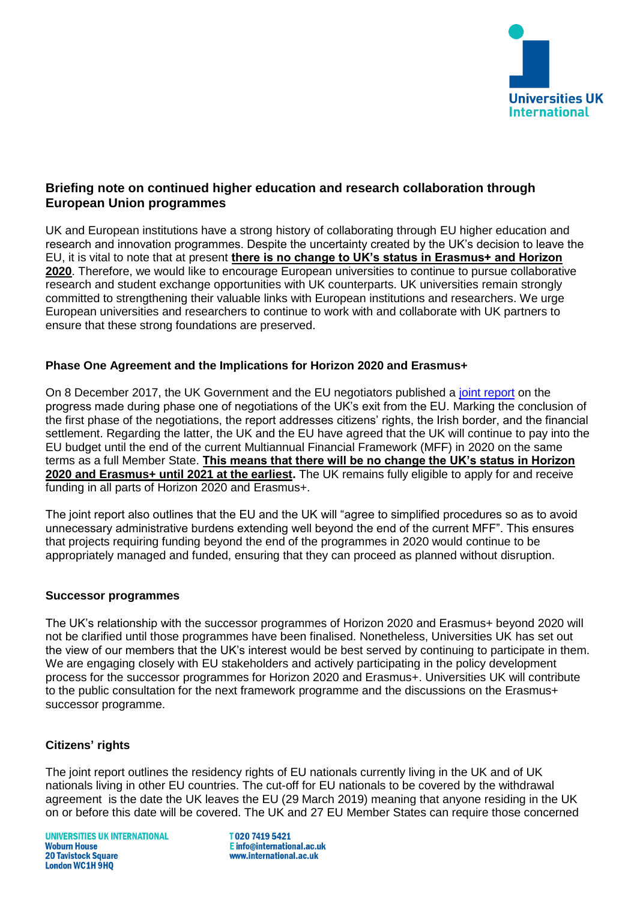## Briefing note on continued higher education and research collaboration through European Union programmes

UK and European institutions have a strong history of collaborating through EU higher education and research and innovation programmes. Despite the uncertainty created by the UK's decision to leave the EU, it is vital to note that at present **there is no change to UK's status in Erasmus+ and Horizon 2020**. Therefore, we would like to encourage European universities to continue to pursue collaborative research and student exchange opportunities with UK counterparts. UK universities remain strongly committed to strengthening their valuable links with European institutions and researchers. We urge European universities and researchers to continue to work with and collaborate with UK partners to ensure that these strong foundations are preserved.

### Phase One Agreement and the Implications for Horizon 2020 and Erasmus+

On 8 December 2017, the UK Government and the EU negotiators published a joint report on the progress made during phase one of negotiations of the UK's exit from the EU. Marking the conclusion of the first phase of the negotiations, the report addresses citizens' rights, the Irish border, and the financial settlement. Regarding the latter, the UK and the EU have agreed that the UK will continue to pay into the EU budget until the end of the current Multiannual Financial Framework (MFF) in 2020 on the same terms as a full Member State. **This means that there will be no change the UK's status in Horizon 2020 and Erasmus+ until 2021 at the earliest.** The UK remains fully eligible to apply for and receive funding in all parts of Horizon 2020 and Erasmus+.

The joint report also outlines that the EU and the UK will "agree to simplified procedures so as to avoid unnecessary administrative burdens extending well beyond the end of the current MFF". This ensures that projects requiring funding beyond the end of the programmes in 2020 would continue to be appropriately managed and funded, ensuring that they can proceed as planned without disruption.

### Successor programmes

The UK's relationship with the successor programmes of Horizon 2020 and Erasmus+ beyond 2020 will not be clarified until those programmes have been finalised. Nonetheless, Universities UK has set out the view of our members that the UK's interest would be best served by continuing to participate in them. We are engaging closely with EU stakeholders and actively participating in the policy development process for the successor programmes for Horizon 2020 and Erasmus+. Universities UK will contribute to the public consultation for the next framework programme and the discussions on the Erasmus+ successor programme.

### Citizens' rights

The joint report outlines the residency rights of EU nationals currently living in the UK and of UK nationals living in other EU countries. The cut-off for EU nationals to be covered by the withdrawal agreement is the date the UK leaves the EU (29 March 2019) meaning that anyone residing in the UK on or before this date will be covered. The UK and 27 EU Member States can require those concerned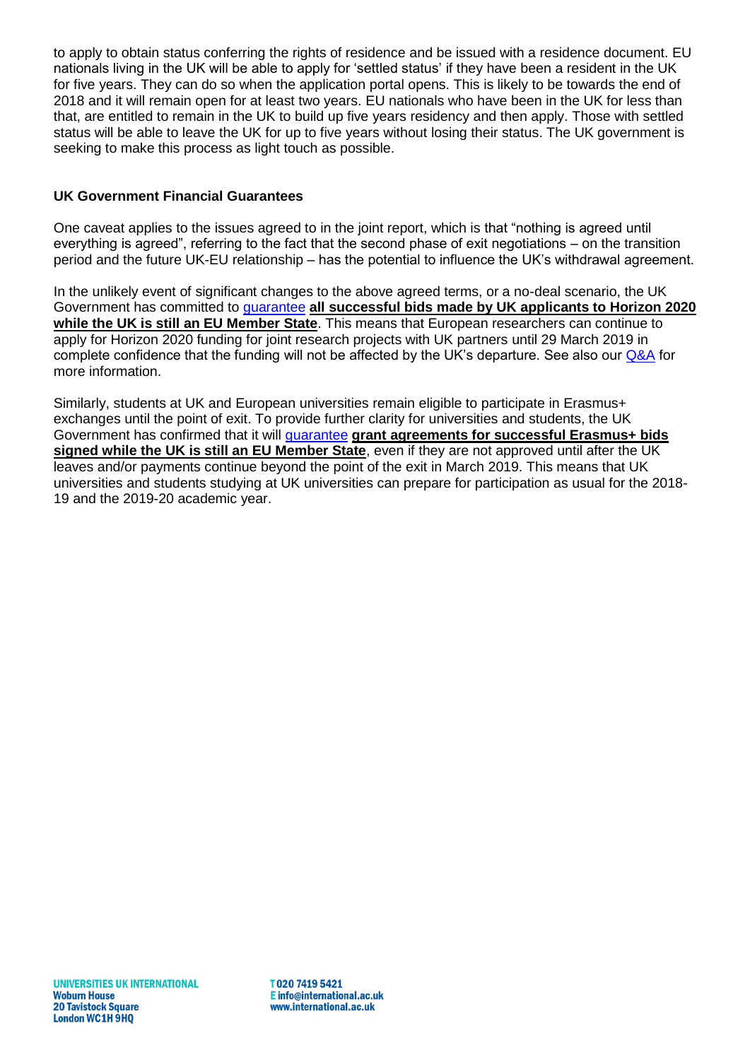to apply to obtain status conferring the rights of residence and be issued with a residence document. EU nationals living in the UK will be able to apply for 'settled status' if they have been a resident in the UK for five years. They can do so when the application portal opens. This is likely to be towards the end of 2018 and it will remain open for at least two years. EU nationals who have been in the UK for less than that, are entitled to remain in the UK to build up five years residency and then apply. Those with settled status will be able to leave the UK for up to five years without losing their status. The UK government is seeking to make this process as light touch as possible.

**UK Government Financial Guarantees**

One caveat applies to the issues agreed to in the joint report, which is that "nothing is agreed until everything is agreed", referring to the fact that the second phase of exit negotiations – on the transition period and the future UK-EU relationship – has the potential to influence the UK's withdrawal agreement.

In the unlikely event of significant changes to the above agreed terms, or a no-deal scenario, the UK Government has committed to guarantee **all successful bids made by UK applicants to Horizon 2020 while the UK is still an EU Member State**. This means that European researchers can continue to apply for Horizon 2020 funding for joint research projects with UK partners until 29 March 2019 in complete confidence that the funding will not be affected by the UK's departure. See also our Q&A for more information.

Similarly, students at UK and European universities remain eligible to participate in Erasmus+ exchanges until the point of exit. To provide further clarity for universities and students, the UK Government has confirmed that it will guarantee **grant agreements for successful Erasmus+ bids signed while the UK is still an EU Member State**, even if they are not approved until after the UK leaves and/or payments continue beyond the point of the exit in March 2019. This means that UK universities and students studying at UK universities can prepare for participation as usual for the 2018-19 and the 2019-20 academic year.